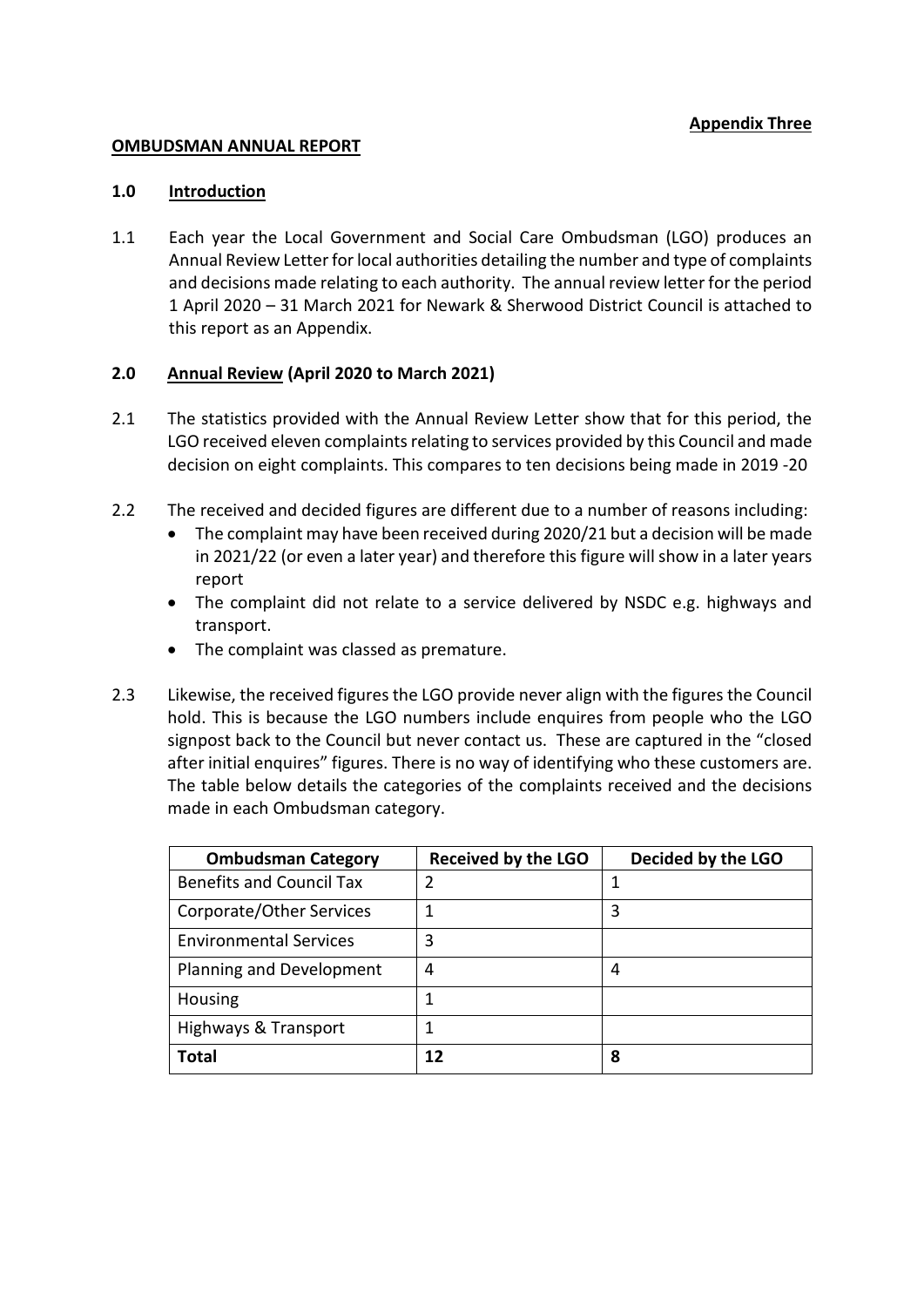**Appendix Three**

**OMBUDSMAN ANNUAL REPORT**

## 1.0 Introduction

1.1 Each year the Local Government and Social Care Ombudsman (LGO) produces an Annual Review Letter for local authorities detailing the number and type of complaints and decisions made relating to each authority. The annual review letter for the period 1 April 2020 – 31 March 2021 for Newark & Sherwood District Council is attached to this report as an Appendix.

## 2.0 Annual Review (April 2020 to March 2021)

2.1 The statistics provided with the Annual Review Letter show that for this period, the LGO received eleven complaints relating to services provided by this Council and made decision on eight complaints. This compares to ten decisions being made in 2019 -20

2.2 The received and decided figures are different due to a number of reasons including:

- The complaint may have been received during 2020/21 but a decision will be made in 2021/22 (or even a later year) and therefore this figure will show in a later years report
- The complaint did not relate to a service delivered by NSDC e.g. highways and transport.
- The complaint was classed as premature.

2.3 Likewise, the received figures the LGO provide never align with the figures the Council hold. This is because the LGO numbers include enquires from people who the LGO signpost back to the Council but never contact us. These are captured in the "closed after initial enquires" figures. There is no way of identifying who these customers are. The table below details the categories of the complaints received and the decisions made in each Ombudsman category.

| Ombudsman Category | Received by the LGO | Decided by the LGO |
|---|---|---|
| Benefits and Council Tax | 2 | 1 |
| Corporate/Other Services | 1 | 3 |
| Environmental Services | 3 | |
| Planning and Development | 4 | 4 |
| Housing | 1 | |
| Highways & Transport | 1 | |
| **Total** | **12** | **8** |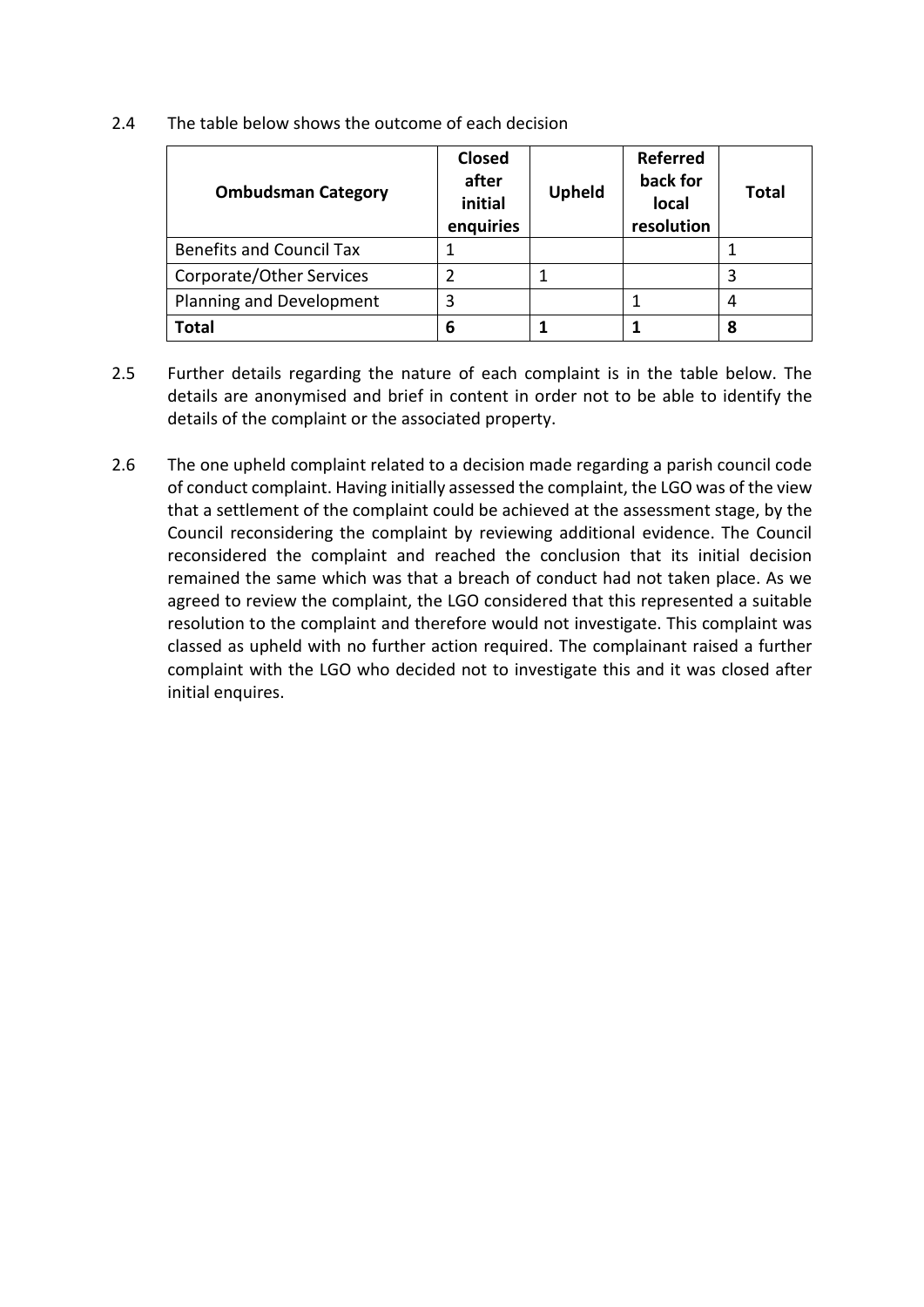2.4 The table below shows the outcome of each decision

| Ombudsman Category | Closed after initial enquiries | Upheld | Referred back for local resolution | Total |
|---|---|---|---|---|
| Benefits and Council Tax | 1 | | | 1 |
| Corporate/Other Services | 2 | 1 | | 3 |
| Planning and Development | 3 | | 1 | 4 |
| **Total** | **6** | **1** | **1** | **8** |

2.5 Further details regarding the nature of each complaint is in the table below. The details are anonymised and brief in content in order not to be able to identify the details of the complaint or the associated property.

2.6 The one upheld complaint related to a decision made regarding a parish council code of conduct complaint. Having initially assessed the complaint, the LGO was of the view that a settlement of the complaint could be achieved at the assessment stage, by the Council reconsidering the complaint by reviewing additional evidence. The Council reconsidered the complaint and reached the conclusion that its initial decision remained the same which was that a breach of conduct had not taken place. As we agreed to review the complaint, the LGO considered that this represented a suitable resolution to the complaint and therefore would not investigate. This complaint was classed as upheld with no further action required. The complainant raised a further complaint with the LGO who decided not to investigate this and it was closed after initial enquires.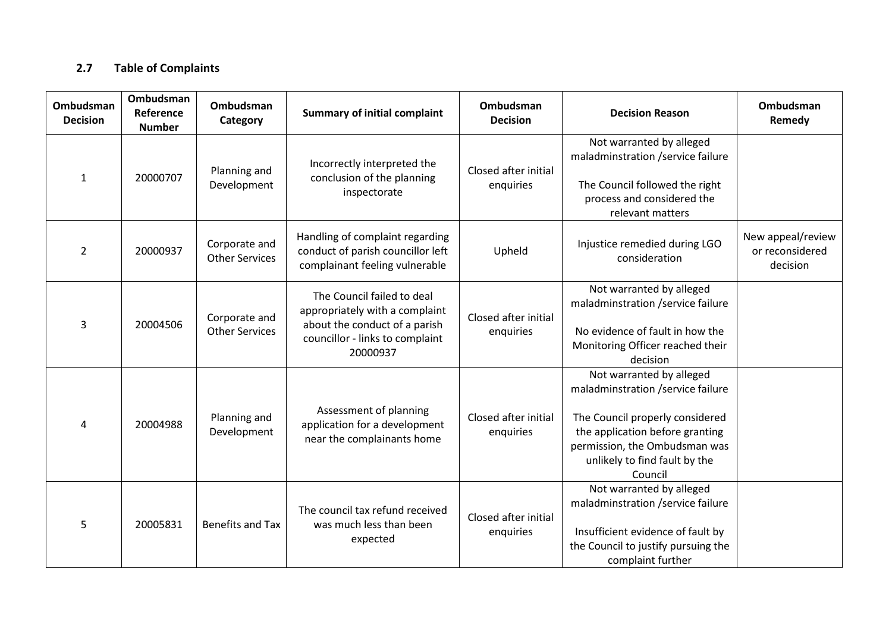### 2.7 Table of Complaints

| Ombudsman Decision | Ombudsman Reference Number | Ombudsman Category | Summary of initial complaint | Ombudsman Decision | Decision Reason | Ombudsman Remedy |
|---|---|---|---|---|---|---|
| 1 | 20000707 | Planning and Development | Incorrectly interpreted the conclusion of the planning inspectorate | Closed after initial enquiries | Not warranted by alleged maladminstration /service failure<br><br>The Council followed the right process and considered the relevant matters | |
| 2 | 20000937 | Corporate and Other Services | Handling of complaint regarding conduct of parish councillor left complainant feeling vulnerable | Upheld | Injustice remedied during LGO consideration | New appeal/review or reconsidered decision |
| 3 | 20004506 | Corporate and Other Services | The Council failed to deal appropriately with a complaint about the conduct of a parish councillor - links to complaint 20000937 | Closed after initial enquiries | Not warranted by alleged maladminstration /service failure<br><br>No evidence of fault in how the Monitoring Officer reached their decision | |
| 4 | 20004988 | Planning and Development | Assessment of planning application for a development near the complainants home | Closed after initial enquiries | Not warranted by alleged maladminstration /service failure<br><br>The Council properly considered the application before granting permission, the Ombudsman was unlikely to find fault by the Council | |
| 5 | 20005831 | Benefits and Tax | The council tax refund received was much less than been expected | Closed after initial enquiries | Not warranted by alleged maladminstration /service failure<br><br>Insufficient evidence of fault by the Council to justify pursuing the complaint further | |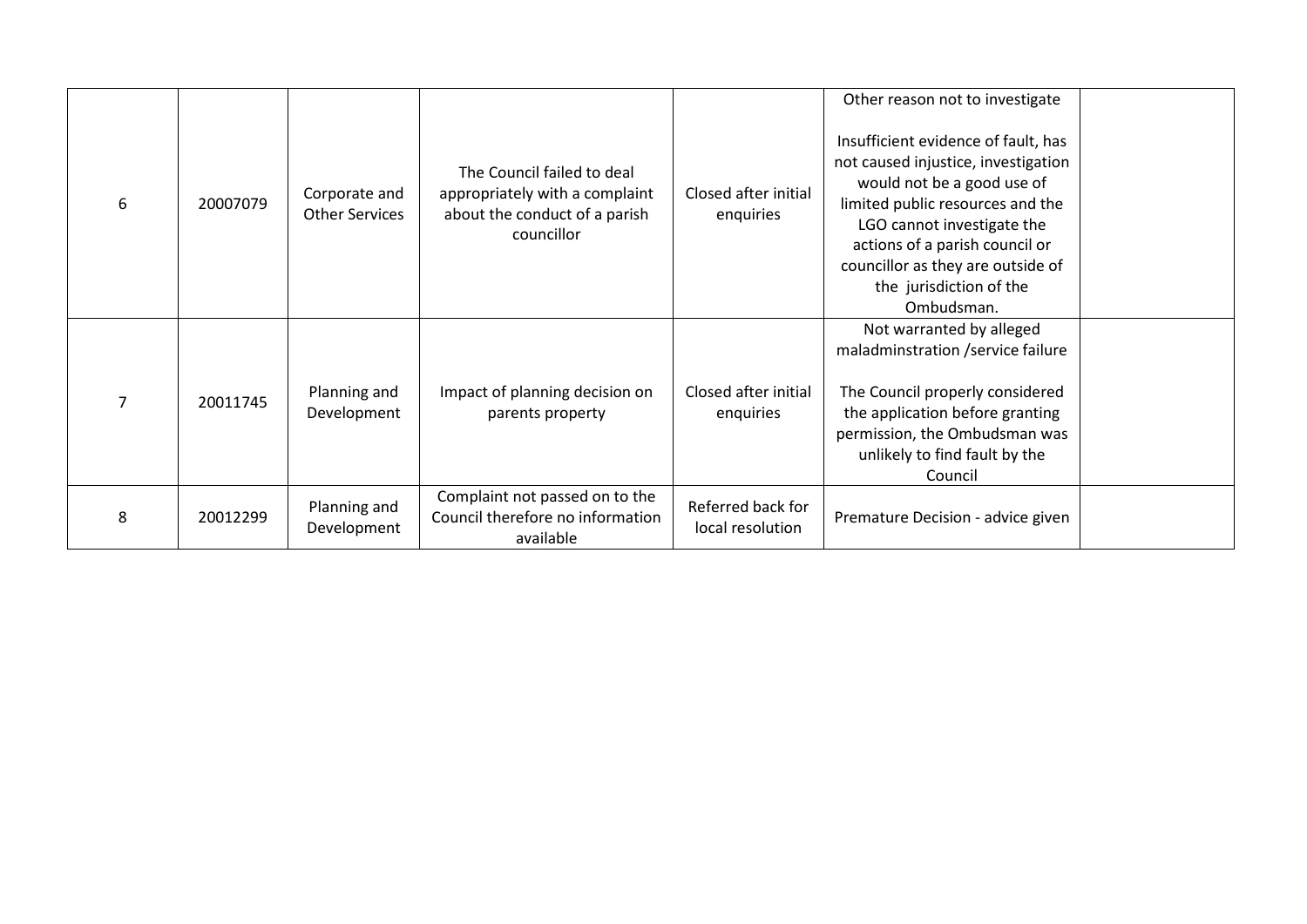| | | | | | | |
|---|---|---|---|---|---|---|
| 6 | 20007079 | Corporate and Other Services | The Council failed to deal appropriately with a complaint about the conduct of a parish councillor | Closed after initial enquiries | Other reason not to investigate<br><br>Insufficient evidence of fault, has not caused injustice, investigation would not be a good use of limited public resources and the LGO cannot investigate the actions of a parish council or councillor as they are outside of the jurisdiction of the Ombudsman. | |
| 7 | 20011745 | Planning and Development | Impact of planning decision on parents property | Closed after initial enquiries | Not warranted by alleged maladminstration /service failure<br><br>The Council properly considered the application before granting permission, the Ombudsman was unlikely to find fault by the Council | |
| 8 | 20012299 | Planning and Development | Complaint not passed on to the Council therefore no information available | Referred back for local resolution | Premature Decision - advice given | |